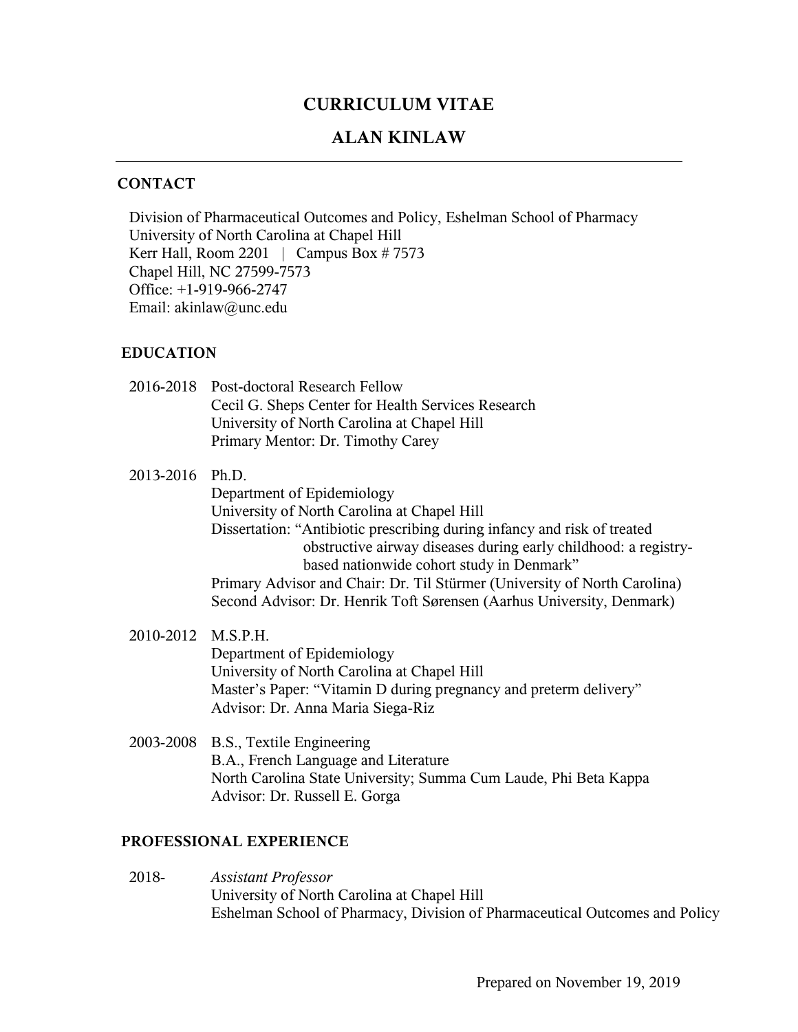# CURRICULUM VITAE

# ALAN KINLAW

## CONTACT

Division of Pharmaceutical Outcomes and Policy, Eshelman School of Pharmacy
University of North Carolina at Chapel Hill
Kerr Hall, Room 2201 | Campus Box # 7573
Chapel Hill, NC 27599-7573
Office: +1-919-966-2747
Email: akinlaw@unc.edu

## EDUCATION

2016-2018 Post-doctoral Research Fellow
Cecil G. Sheps Center for Health Services Research
University of North Carolina at Chapel Hill
Primary Mentor: Dr. Timothy Carey

2013-2016 Ph.D.
Department of Epidemiology
University of North Carolina at Chapel Hill
Dissertation: "Antibiotic prescribing during infancy and risk of treated obstructive airway diseases during early childhood: a registry-based nationwide cohort study in Denmark"
Primary Advisor and Chair: Dr. Til Stürmer (University of North Carolina)
Second Advisor: Dr. Henrik Toft Sørensen (Aarhus University, Denmark)

2010-2012 M.S.P.H.
Department of Epidemiology
University of North Carolina at Chapel Hill
Master's Paper: "Vitamin D during pregnancy and preterm delivery"
Advisor: Dr. Anna Maria Siega-Riz

2003-2008 B.S., Textile Engineering
B.A., French Language and Literature
North Carolina State University; Summa Cum Laude, Phi Beta Kappa
Advisor: Dr. Russell E. Gorga

## PROFESSIONAL EXPERIENCE

2018- *Assistant Professor*
University of North Carolina at Chapel Hill
Eshelman School of Pharmacy, Division of Pharmaceutical Outcomes and Policy

Prepared on November 19, 2019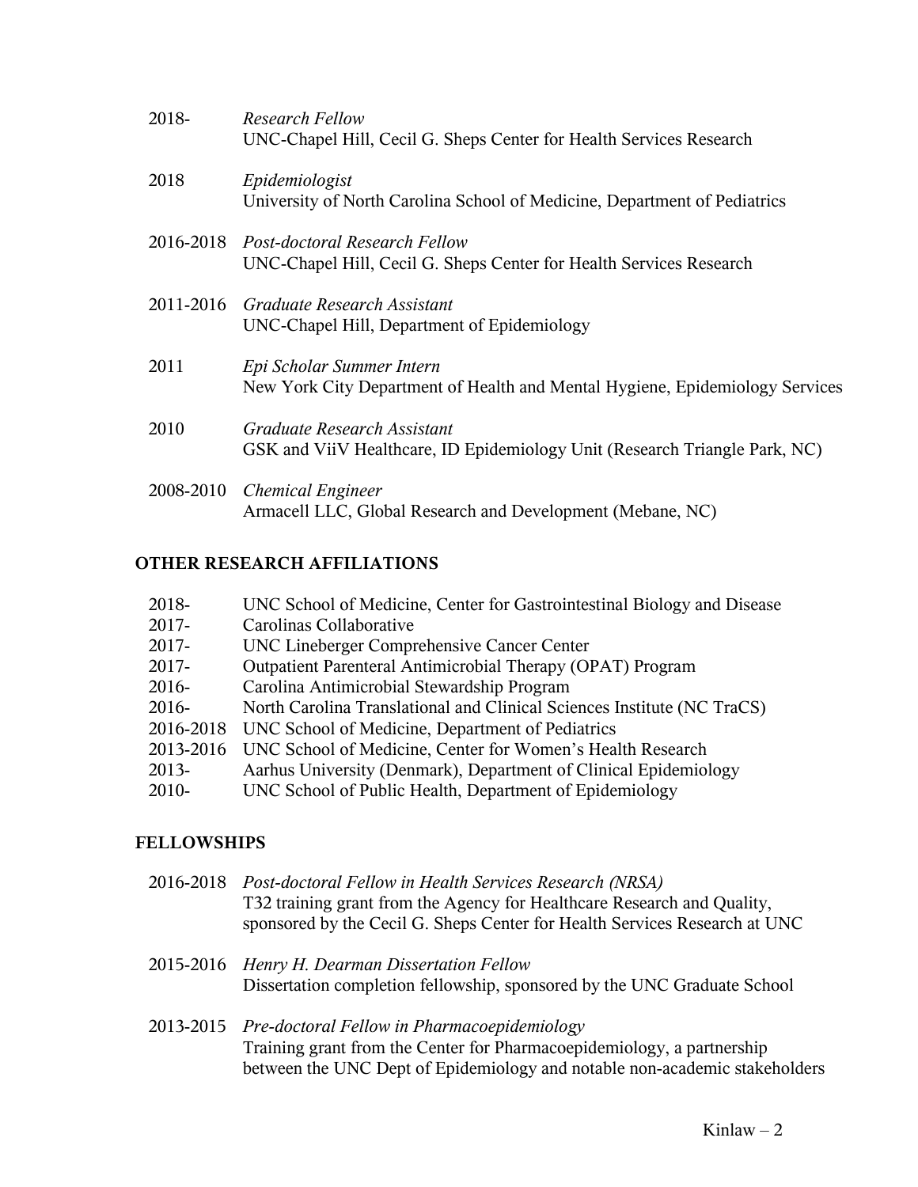2018- *Research Fellow*
UNC-Chapel Hill, Cecil G. Sheps Center for Health Services Research

2018 *Epidemiologist*
University of North Carolina School of Medicine, Department of Pediatrics

2016-2018 *Post-doctoral Research Fellow*
UNC-Chapel Hill, Cecil G. Sheps Center for Health Services Research

2011-2016 *Graduate Research Assistant*
UNC-Chapel Hill, Department of Epidemiology

2011 *Epi Scholar Summer Intern*
New York City Department of Health and Mental Hygiene, Epidemiology Services

2010 *Graduate Research Assistant*
GSK and ViiV Healthcare, ID Epidemiology Unit (Research Triangle Park, NC)

2008-2010 *Chemical Engineer*
Armacell LLC, Global Research and Development (Mebane, NC)

## OTHER RESEARCH AFFILIATIONS

2018- UNC School of Medicine, Center for Gastrointestinal Biology and Disease
2017- Carolinas Collaborative
2017- UNC Lineberger Comprehensive Cancer Center
2017- Outpatient Parenteral Antimicrobial Therapy (OPAT) Program
2016- Carolina Antimicrobial Stewardship Program
2016- North Carolina Translational and Clinical Sciences Institute (NC TraCS)
2016-2018 UNC School of Medicine, Department of Pediatrics
2013-2016 UNC School of Medicine, Center for Women's Health Research
2013- Aarhus University (Denmark), Department of Clinical Epidemiology
2010- UNC School of Public Health, Department of Epidemiology

## FELLOWSHIPS

2016-2018 *Post-doctoral Fellow in Health Services Research (NRSA)*
T32 training grant from the Agency for Healthcare Research and Quality, sponsored by the Cecil G. Sheps Center for Health Services Research at UNC

2015-2016 *Henry H. Dearman Dissertation Fellow*
Dissertation completion fellowship, sponsored by the UNC Graduate School

2013-2015 *Pre-doctoral Fellow in Pharmacoepidemiology*
Training grant from the Center for Pharmacoepidemiology, a partnership between the UNC Dept of Epidemiology and notable non-academic stakeholders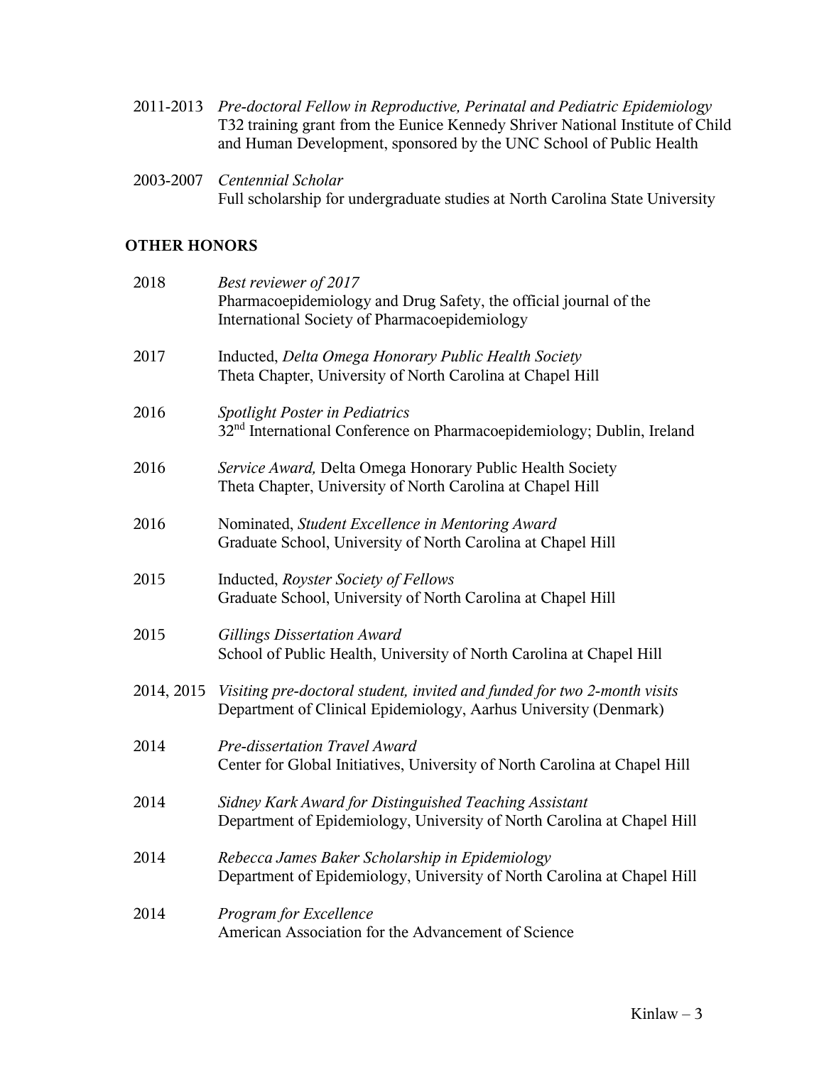2011-2013 *Pre-doctoral Fellow in Reproductive, Perinatal and Pediatric Epidemiology*
T32 training grant from the Eunice Kennedy Shriver National Institute of Child and Human Development, sponsored by the UNC School of Public Health

2003-2007 *Centennial Scholar*
Full scholarship for undergraduate studies at North Carolina State University

## OTHER HONORS

2018 *Best reviewer of 2017*
Pharmacoepidemiology and Drug Safety, the official journal of the International Society of Pharmacoepidemiology

2017 Inducted, *Delta Omega Honorary Public Health Society*
Theta Chapter, University of North Carolina at Chapel Hill

2016 *Spotlight Poster in Pediatrics*
32nd International Conference on Pharmacoepidemiology; Dublin, Ireland

2016 *Service Award,* Delta Omega Honorary Public Health Society
Theta Chapter, University of North Carolina at Chapel Hill

2016 Nominated, *Student Excellence in Mentoring Award*
Graduate School, University of North Carolina at Chapel Hill

2015 Inducted, *Royster Society of Fellows*
Graduate School, University of North Carolina at Chapel Hill

2015 *Gillings Dissertation Award*
School of Public Health, University of North Carolina at Chapel Hill

2014, 2015 *Visiting pre-doctoral student, invited and funded for two 2-month visits*
Department of Clinical Epidemiology, Aarhus University (Denmark)

2014 *Pre-dissertation Travel Award*
Center for Global Initiatives, University of North Carolina at Chapel Hill

2014 *Sidney Kark Award for Distinguished Teaching Assistant*
Department of Epidemiology, University of North Carolina at Chapel Hill

2014 *Rebecca James Baker Scholarship in Epidemiology*
Department of Epidemiology, University of North Carolina at Chapel Hill

2014 *Program for Excellence*
American Association for the Advancement of Science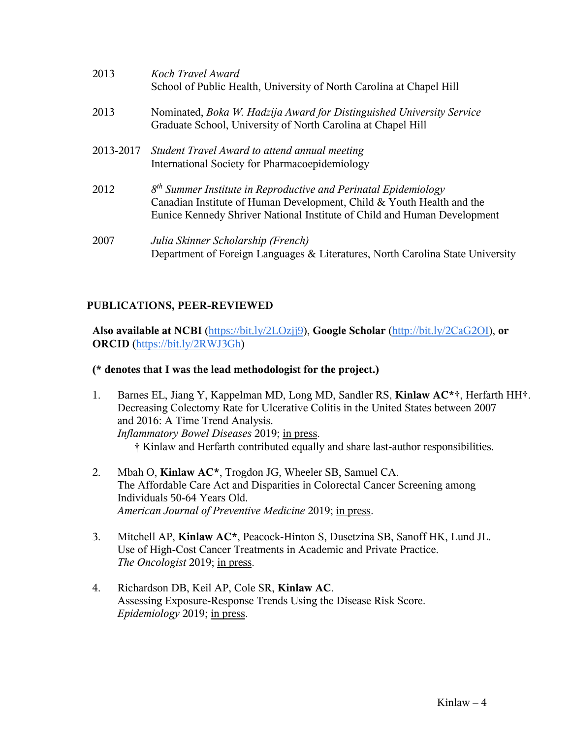2013 *Koch Travel Award*
School of Public Health, University of North Carolina at Chapel Hill

2013 Nominated, *Boka W. Hadzija Award for Distinguished University Service*
Graduate School, University of North Carolina at Chapel Hill

2013-2017 *Student Travel Award to attend annual meeting*
International Society for Pharmacoepidemiology

2012 *8th Summer Institute in Reproductive and Perinatal Epidemiology*
Canadian Institute of Human Development, Child & Youth Health and the Eunice Kennedy Shriver National Institute of Child and Human Development

2007 *Julia Skinner Scholarship (French)*
Department of Foreign Languages & Literatures, North Carolina State University

## PUBLICATIONS, PEER-REVIEWED

**Also available at NCBI** (https://bit.ly/2LOzjj9), **Google Scholar** (http://bit.ly/2CaG2OI), **or ORCID** (https://bit.ly/2RWJ3Gh)

**(* denotes that I was the lead methodologist for the project.)**

1. Barnes EL, Jiang Y, Kappelman MD, Long MD, Sandler RS, **Kinlaw AC***†, Herfarth HH†.
   Decreasing Colectomy Rate for Ulcerative Colitis in the United States between 2007 and 2016: A Time Trend Analysis.
   *Inflammatory Bowel Diseases* 2019; in press.
   † Kinlaw and Herfarth contributed equally and share last-author responsibilities.

2. Mbah O, **Kinlaw AC***, Trogdon JG, Wheeler SB, Samuel CA.
   The Affordable Care Act and Disparities in Colorectal Cancer Screening among Individuals 50-64 Years Old.
   *American Journal of Preventive Medicine* 2019; in press.

3. Mitchell AP, **Kinlaw AC***, Peacock-Hinton S, Dusetzina SB, Sanoff HK, Lund JL.
   Use of High-Cost Cancer Treatments in Academic and Private Practice.
   *The Oncologist* 2019; in press.

4. Richardson DB, Keil AP, Cole SR, **Kinlaw AC**.
   Assessing Exposure-Response Trends Using the Disease Risk Score.
   *Epidemiology* 2019; in press.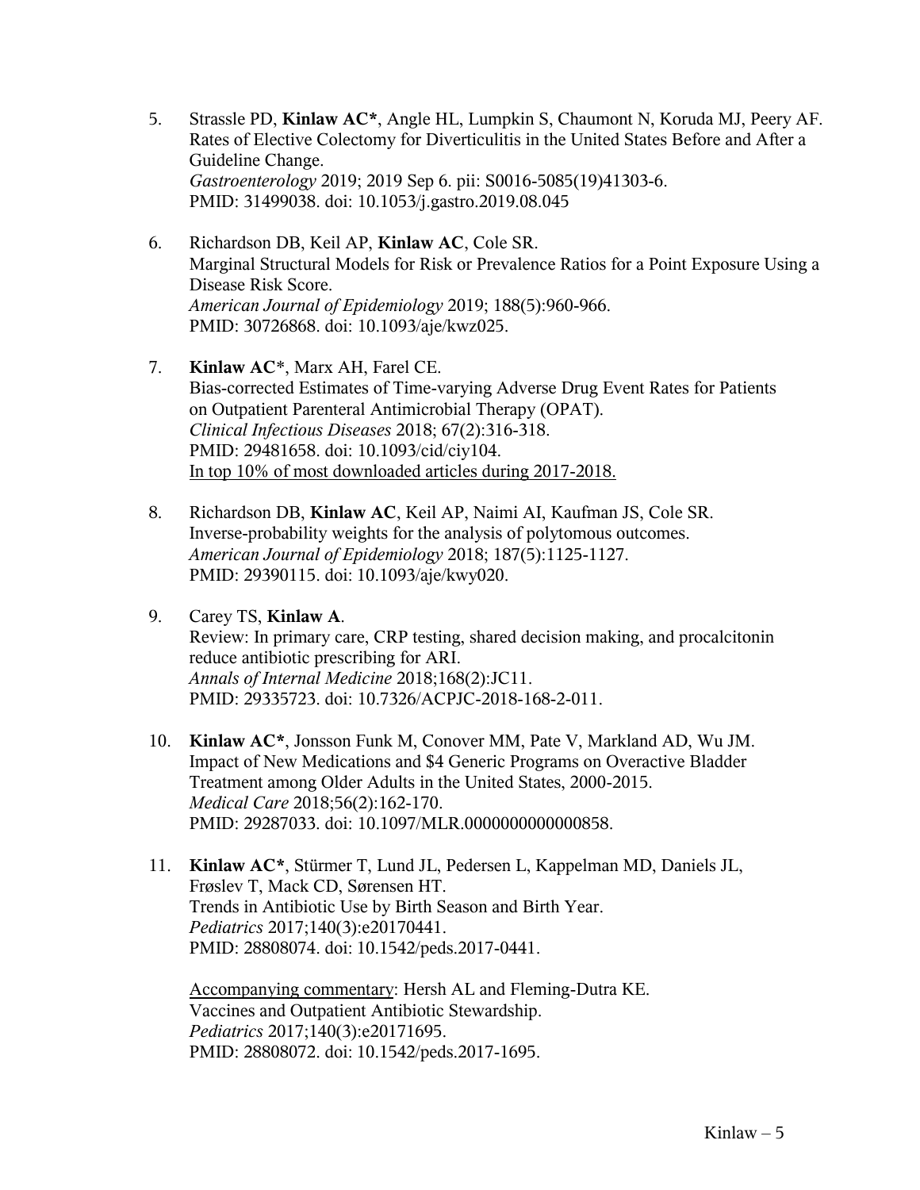5. Strassle PD, **Kinlaw AC***, Angle HL, Lumpkin S, Chaumont N, Koruda MJ, Peery AF. Rates of Elective Colectomy for Diverticulitis in the United States Before and After a Guideline Change.
   *Gastroenterology* 2019; 2019 Sep 6. pii: S0016-5085(19)41303-6.
   PMID: 31499038. doi: 10.1053/j.gastro.2019.08.045

6. Richardson DB, Keil AP, **Kinlaw AC**, Cole SR.
   Marginal Structural Models for Risk or Prevalence Ratios for a Point Exposure Using a Disease Risk Score.
   *American Journal of Epidemiology* 2019; 188(5):960-966.
   PMID: 30726868. doi: 10.1093/aje/kwz025.

7. **Kinlaw AC***, Marx AH, Farel CE.
   Bias-corrected Estimates of Time-varying Adverse Drug Event Rates for Patients on Outpatient Parenteral Antimicrobial Therapy (OPAT).
   *Clinical Infectious Diseases* 2018; 67(2):316-318.
   PMID: 29481658. doi: 10.1093/cid/ciy104.
   <u>In top 10% of most downloaded articles during 2017-2018.</u>

8. Richardson DB, **Kinlaw AC**, Keil AP, Naimi AI, Kaufman JS, Cole SR.
   Inverse-probability weights for the analysis of polytomous outcomes.
   *American Journal of Epidemiology* 2018; 187(5):1125-1127.
   PMID: 29390115. doi: 10.1093/aje/kwy020.

9. Carey TS, **Kinlaw A**.
   Review: In primary care, CRP testing, shared decision making, and procalcitonin reduce antibiotic prescribing for ARI.
   *Annals of Internal Medicine* 2018;168(2):JC11.
   PMID: 29335723. doi: 10.7326/ACPJC-2018-168-2-011.

10. **Kinlaw AC***, Jonsson Funk M, Conover MM, Pate V, Markland AD, Wu JM.
    Impact of New Medications and $4 Generic Programs on Overactive Bladder Treatment among Older Adults in the United States, 2000-2015.
    *Medical Care* 2018;56(2):162-170.
    PMID: 29287033. doi: 10.1097/MLR.0000000000000858.

11. **Kinlaw AC***, Stürmer T, Lund JL, Pedersen L, Kappelman MD, Daniels JL, Frøslev T, Mack CD, Sørensen HT.
    Trends in Antibiotic Use by Birth Season and Birth Year.
    *Pediatrics* 2017;140(3):e20170441.
    PMID: 28808074. doi: 10.1542/peds.2017-0441.

    <u>Accompanying commentary</u>: Hersh AL and Fleming-Dutra KE.
    Vaccines and Outpatient Antibiotic Stewardship.
    *Pediatrics* 2017;140(3):e20171695.
    PMID: 28808072. doi: 10.1542/peds.2017-1695.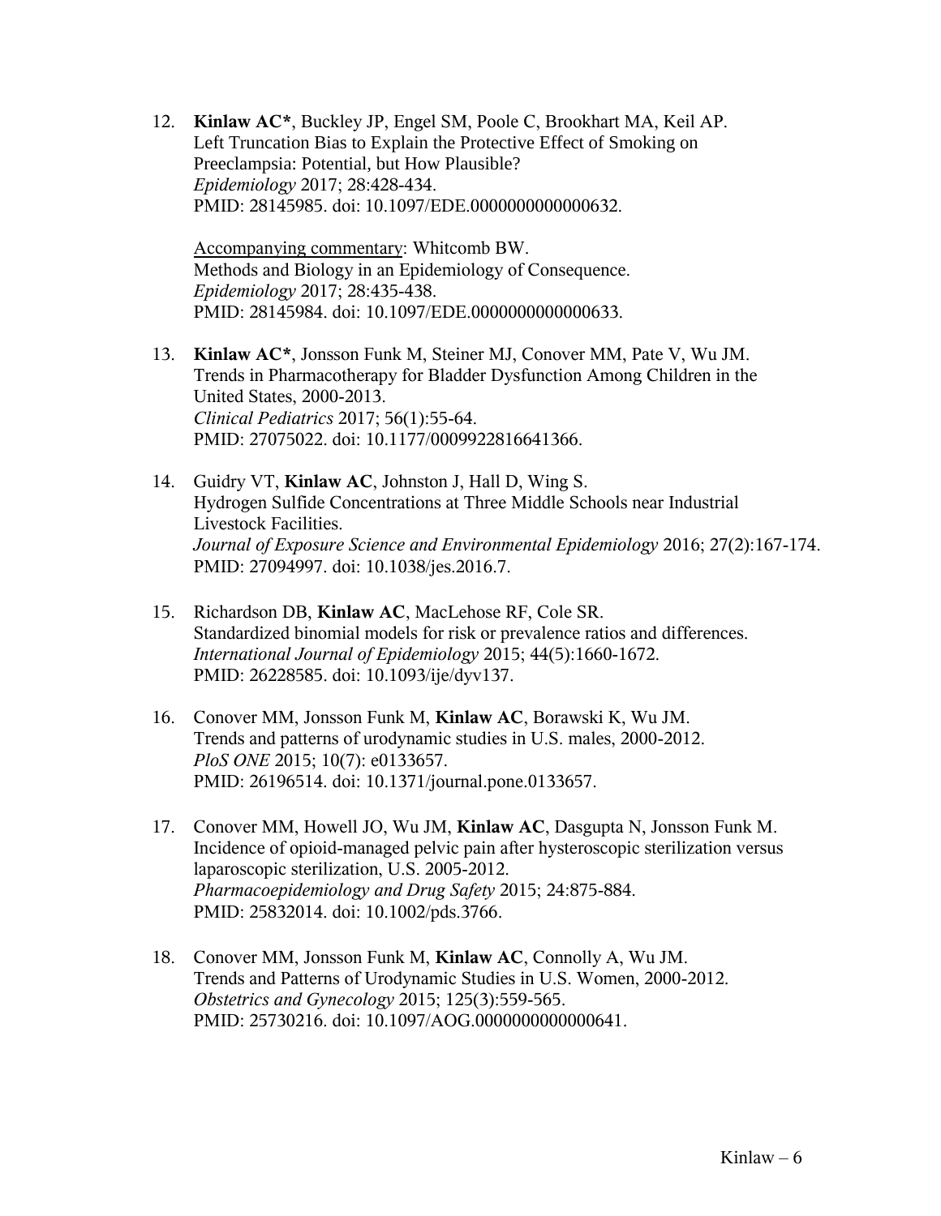12. **Kinlaw AC***, Buckley JP, Engel SM, Poole C, Brookhart MA, Keil AP.
    Left Truncation Bias to Explain the Protective Effect of Smoking on Preeclampsia: Potential, but How Plausible?
    *Epidemiology* 2017; 28:428-434.
    PMID: 28145985. doi: 10.1097/EDE.0000000000000632.

    Accompanying commentary: Whitcomb BW.
    Methods and Biology in an Epidemiology of Consequence.
    *Epidemiology* 2017; 28:435-438.
    PMID: 28145984. doi: 10.1097/EDE.0000000000000633.

13. **Kinlaw AC***, Jonsson Funk M, Steiner MJ, Conover MM, Pate V, Wu JM.
    Trends in Pharmacotherapy for Bladder Dysfunction Among Children in the United States, 2000-2013.
    *Clinical Pediatrics* 2017; 56(1):55-64.
    PMID: 27075022. doi: 10.1177/0009922816641366.

14. Guidry VT, **Kinlaw AC**, Johnston J, Hall D, Wing S.
    Hydrogen Sulfide Concentrations at Three Middle Schools near Industrial Livestock Facilities.
    *Journal of Exposure Science and Environmental Epidemiology* 2016; 27(2):167-174.
    PMID: 27094997. doi: 10.1038/jes.2016.7.

15. Richardson DB, **Kinlaw AC**, MacLehose RF, Cole SR.
    Standardized binomial models for risk or prevalence ratios and differences.
    *International Journal of Epidemiology* 2015; 44(5):1660-1672.
    PMID: 26228585. doi: 10.1093/ije/dyv137.

16. Conover MM, Jonsson Funk M, **Kinlaw AC**, Borawski K, Wu JM.
    Trends and patterns of urodynamic studies in U.S. males, 2000-2012.
    *PloS ONE* 2015; 10(7): e0133657.
    PMID: 26196514. doi: 10.1371/journal.pone.0133657.

17. Conover MM, Howell JO, Wu JM, **Kinlaw AC**, Dasgupta N, Jonsson Funk M.
    Incidence of opioid-managed pelvic pain after hysteroscopic sterilization versus laparoscopic sterilization, U.S. 2005-2012.
    *Pharmacoepidemiology and Drug Safety* 2015; 24:875-884.
    PMID: 25832014. doi: 10.1002/pds.3766.

18. Conover MM, Jonsson Funk M, **Kinlaw AC**, Connolly A, Wu JM.
    Trends and Patterns of Urodynamic Studies in U.S. Women, 2000-2012.
    *Obstetrics and Gynecology* 2015; 125(3):559-565.
    PMID: 25730216. doi: 10.1097/AOG.0000000000000641.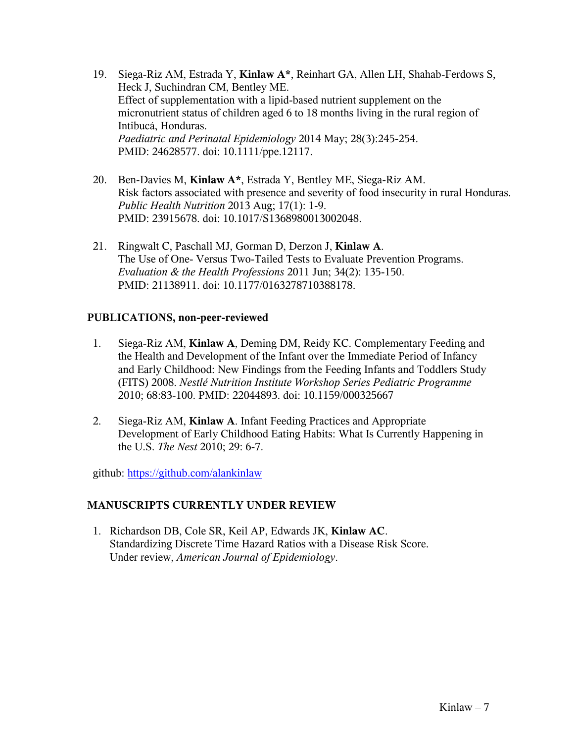19. Siega-Riz AM, Estrada Y, **Kinlaw A***, Reinhart GA, Allen LH, Shahab-Ferdows S, Heck J, Suchindran CM, Bentley ME.
    Effect of supplementation with a lipid-based nutrient supplement on the micronutrient status of children aged 6 to 18 months living in the rural region of Intibucá, Honduras.
    *Paediatric and Perinatal Epidemiology* 2014 May; 28(3):245-254.
    PMID: 24628577. doi: 10.1111/ppe.12117.

20. Ben-Davies M, **Kinlaw A***, Estrada Y, Bentley ME, Siega-Riz AM.
    Risk factors associated with presence and severity of food insecurity in rural Honduras.
    *Public Health Nutrition* 2013 Aug; 17(1): 1-9.
    PMID: 23915678. doi: 10.1017/S1368980013002048.

21. Ringwalt C, Paschall MJ, Gorman D, Derzon J, **Kinlaw A**.
    The Use of One- Versus Two-Tailed Tests to Evaluate Prevention Programs.
    *Evaluation & the Health Professions* 2011 Jun; 34(2): 135-150.
    PMID: 21138911. doi: 10.1177/0163278710388178.

## PUBLICATIONS, non-peer-reviewed

1. Siega-Riz AM, **Kinlaw A**, Deming DM, Reidy KC. Complementary Feeding and the Health and Development of the Infant over the Immediate Period of Infancy and Early Childhood: New Findings from the Feeding Infants and Toddlers Study (FITS) 2008. *Nestlé Nutrition Institute Workshop Series Pediatric Programme* 2010; 68:83-100. PMID: 22044893. doi: 10.1159/000325667

2. Siega-Riz AM, **Kinlaw A**. Infant Feeding Practices and Appropriate Development of Early Childhood Eating Habits: What Is Currently Happening in the U.S. *The Nest* 2010; 29: 6-7.

github: https://github.com/alankinlaw

## MANUSCRIPTS CURRENTLY UNDER REVIEW

1. Richardson DB, Cole SR, Keil AP, Edwards JK, **Kinlaw AC**.
   Standardizing Discrete Time Hazard Ratios with a Disease Risk Score.
   Under review, *American Journal of Epidemiology*.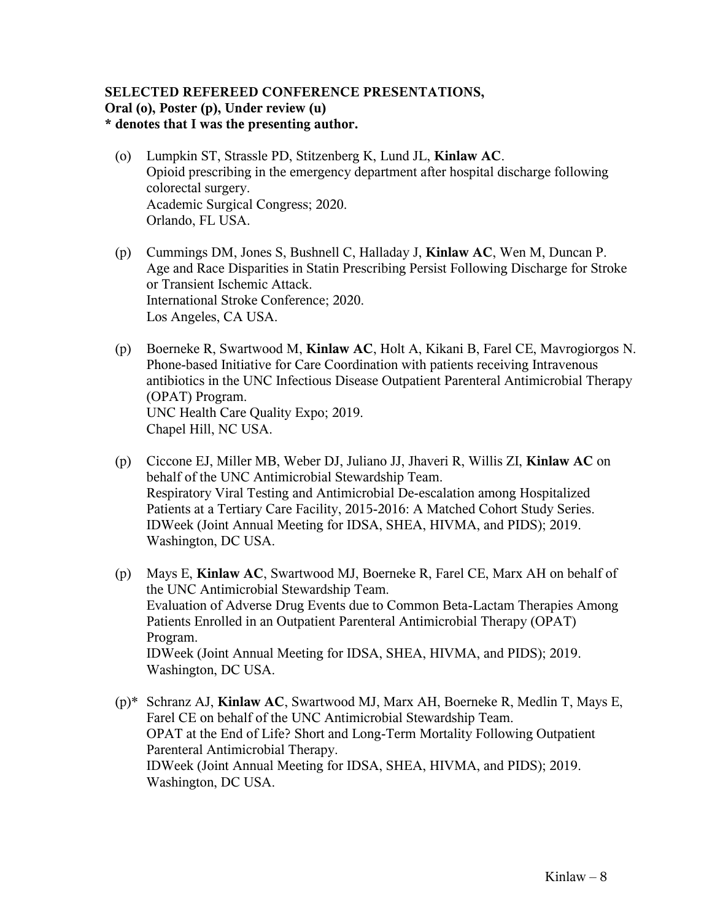**SELECTED REFEREED CONFERENCE PRESENTATIONS,**
**Oral (o), Poster (p), Under review (u)**
**\* denotes that I was the presenting author.**

(o) Lumpkin ST, Strassle PD, Stitzenberg K, Lund JL, **Kinlaw AC**.
Opioid prescribing in the emergency department after hospital discharge following colorectal surgery.
Academic Surgical Congress; 2020.
Orlando, FL USA.

(p) Cummings DM, Jones S, Bushnell C, Halladay J, **Kinlaw AC**, Wen M, Duncan P.
Age and Race Disparities in Statin Prescribing Persist Following Discharge for Stroke or Transient Ischemic Attack.
International Stroke Conference; 2020.
Los Angeles, CA USA.

(p) Boerneke R, Swartwood M, **Kinlaw AC**, Holt A, Kikani B, Farel CE, Mavrogiorgos N.
Phone-based Initiative for Care Coordination with patients receiving Intravenous antibiotics in the UNC Infectious Disease Outpatient Parenteral Antimicrobial Therapy (OPAT) Program.
UNC Health Care Quality Expo; 2019.
Chapel Hill, NC USA.

(p) Ciccone EJ, Miller MB, Weber DJ, Juliano JJ, Jhaveri R, Willis ZI, **Kinlaw AC** on behalf of the UNC Antimicrobial Stewardship Team.
Respiratory Viral Testing and Antimicrobial De-escalation among Hospitalized Patients at a Tertiary Care Facility, 2015-2016: A Matched Cohort Study Series.
IDWeek (Joint Annual Meeting for IDSA, SHEA, HIVMA, and PIDS); 2019.
Washington, DC USA.

(p) Mays E, **Kinlaw AC**, Swartwood MJ, Boerneke R, Farel CE, Marx AH on behalf of the UNC Antimicrobial Stewardship Team.
Evaluation of Adverse Drug Events due to Common Beta-Lactam Therapies Among Patients Enrolled in an Outpatient Parenteral Antimicrobial Therapy (OPAT) Program.
IDWeek (Joint Annual Meeting for IDSA, SHEA, HIVMA, and PIDS); 2019.
Washington, DC USA.

(p)* Schranz AJ, **Kinlaw AC**, Swartwood MJ, Marx AH, Boerneke R, Medlin T, Mays E, Farel CE on behalf of the UNC Antimicrobial Stewardship Team.
OPAT at the End of Life? Short and Long-Term Mortality Following Outpatient Parenteral Antimicrobial Therapy.
IDWeek (Joint Annual Meeting for IDSA, SHEA, HIVMA, and PIDS); 2019.
Washington, DC USA.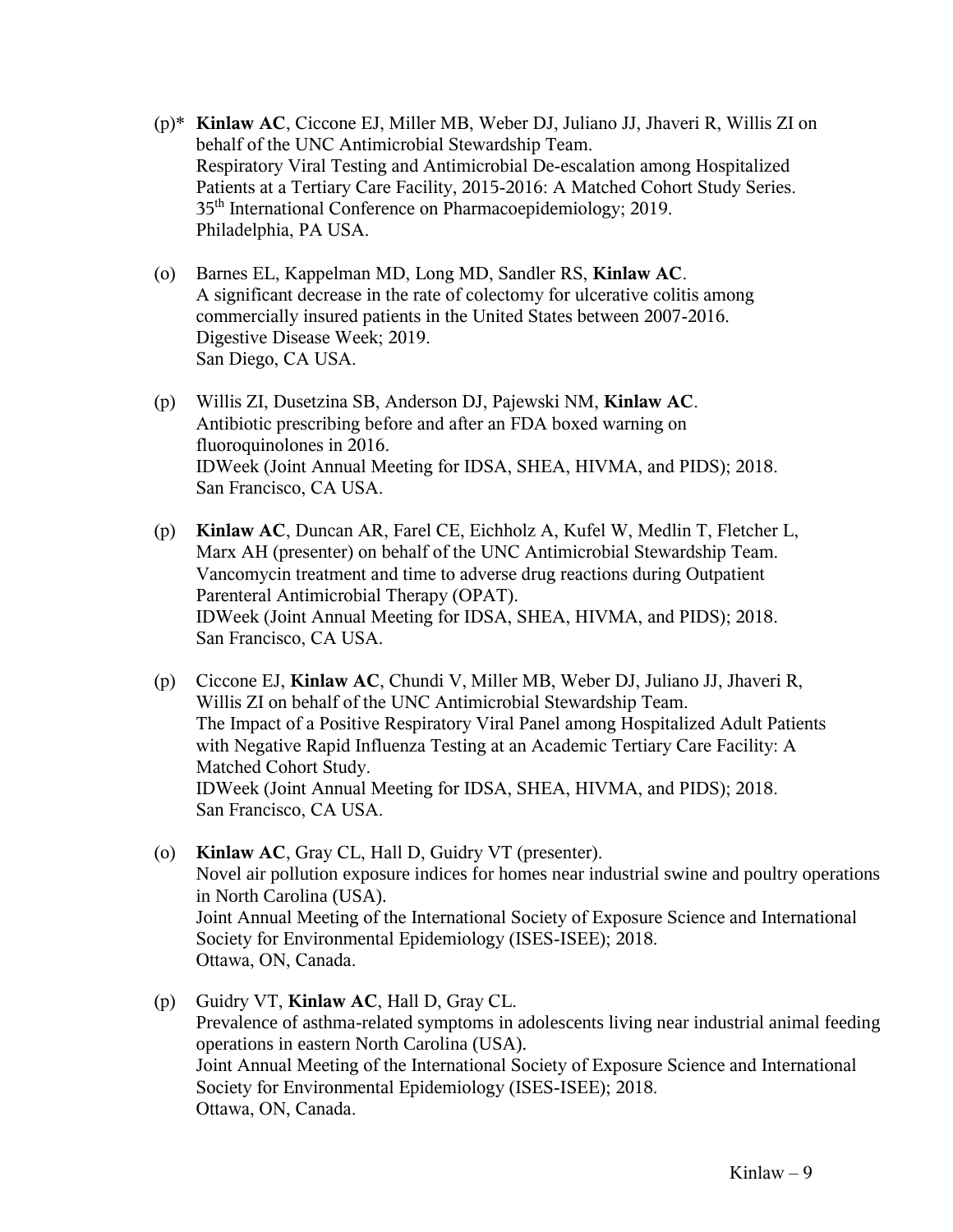(p)* **Kinlaw AC**, Ciccone EJ, Miller MB, Weber DJ, Juliano JJ, Jhaveri R, Willis ZI on behalf of the UNC Antimicrobial Stewardship Team.
Respiratory Viral Testing and Antimicrobial De-escalation among Hospitalized Patients at a Tertiary Care Facility, 2015-2016: A Matched Cohort Study Series.
35th International Conference on Pharmacoepidemiology; 2019.
Philadelphia, PA USA.

(o) Barnes EL, Kappelman MD, Long MD, Sandler RS, **Kinlaw AC**.
A significant decrease in the rate of colectomy for ulcerative colitis among commercially insured patients in the United States between 2007-2016.
Digestive Disease Week; 2019.
San Diego, CA USA.

(p) Willis ZI, Dusetzina SB, Anderson DJ, Pajewski NM, **Kinlaw AC**.
Antibiotic prescribing before and after an FDA boxed warning on fluoroquinolones in 2016.
IDWeek (Joint Annual Meeting for IDSA, SHEA, HIVMA, and PIDS); 2018.
San Francisco, CA USA.

(p) **Kinlaw AC**, Duncan AR, Farel CE, Eichholz A, Kufel W, Medlin T, Fletcher L, Marx AH (presenter) on behalf of the UNC Antimicrobial Stewardship Team.
Vancomycin treatment and time to adverse drug reactions during Outpatient Parenteral Antimicrobial Therapy (OPAT).
IDWeek (Joint Annual Meeting for IDSA, SHEA, HIVMA, and PIDS); 2018.
San Francisco, CA USA.

(p) Ciccone EJ, **Kinlaw AC**, Chundi V, Miller MB, Weber DJ, Juliano JJ, Jhaveri R, Willis ZI on behalf of the UNC Antimicrobial Stewardship Team.
The Impact of a Positive Respiratory Viral Panel among Hospitalized Adult Patients with Negative Rapid Influenza Testing at an Academic Tertiary Care Facility: A Matched Cohort Study.
IDWeek (Joint Annual Meeting for IDSA, SHEA, HIVMA, and PIDS); 2018.
San Francisco, CA USA.

(o) **Kinlaw AC**, Gray CL, Hall D, Guidry VT (presenter).
Novel air pollution exposure indices for homes near industrial swine and poultry operations in North Carolina (USA).
Joint Annual Meeting of the International Society of Exposure Science and International Society for Environmental Epidemiology (ISES-ISEE); 2018.
Ottawa, ON, Canada.

(p) Guidry VT, **Kinlaw AC**, Hall D, Gray CL.
Prevalence of asthma-related symptoms in adolescents living near industrial animal feeding operations in eastern North Carolina (USA).
Joint Annual Meeting of the International Society of Exposure Science and International Society for Environmental Epidemiology (ISES-ISEE); 2018.
Ottawa, ON, Canada.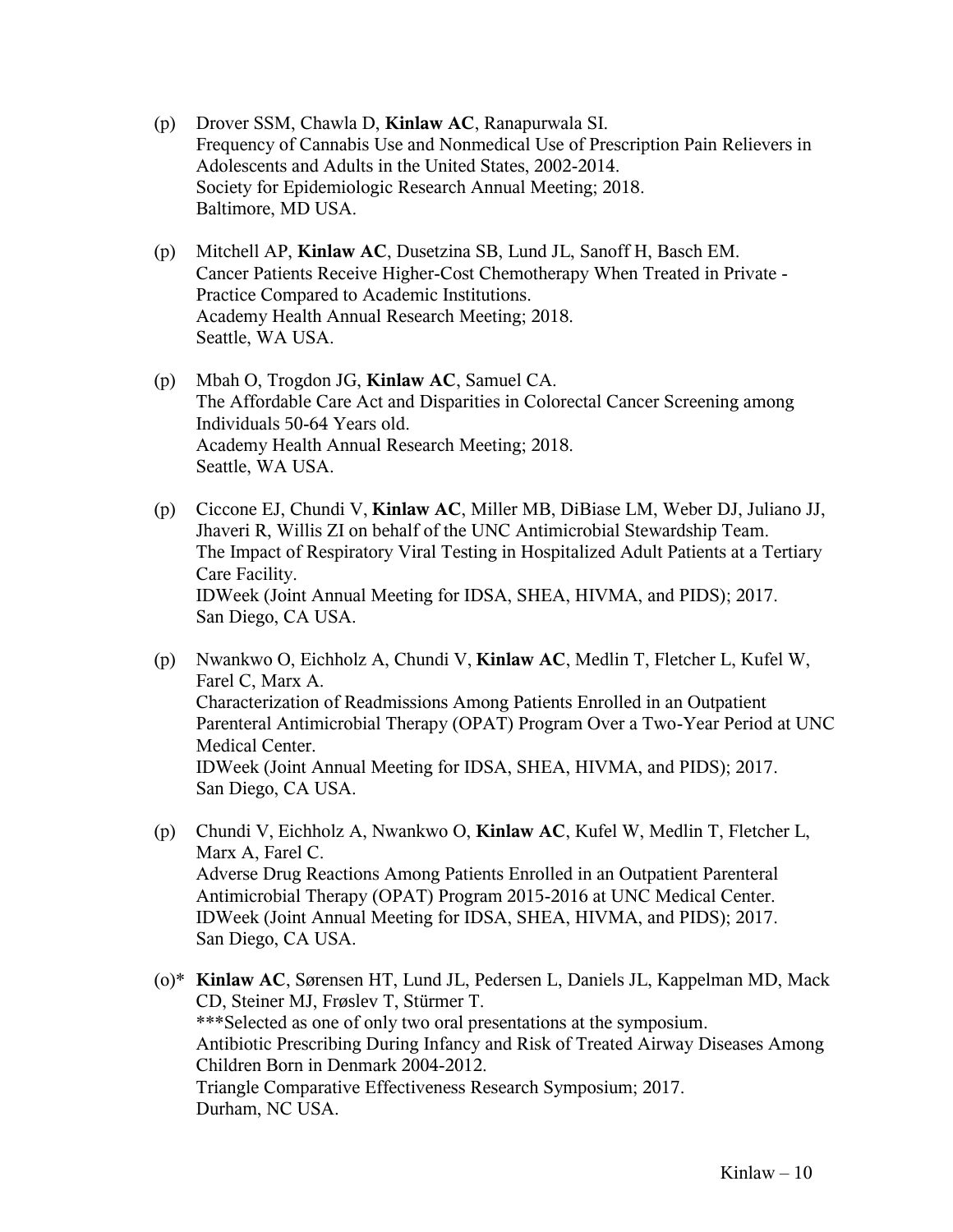(p) Drover SSM, Chawla D, **Kinlaw AC**, Ranapurwala SI.
Frequency of Cannabis Use and Nonmedical Use of Prescription Pain Relievers in Adolescents and Adults in the United States, 2002-2014.
Society for Epidemiologic Research Annual Meeting; 2018.
Baltimore, MD USA.

(p) Mitchell AP, **Kinlaw AC**, Dusetzina SB, Lund JL, Sanoff H, Basch EM.
Cancer Patients Receive Higher-Cost Chemotherapy When Treated in Private - Practice Compared to Academic Institutions.
Academy Health Annual Research Meeting; 2018.
Seattle, WA USA.

(p) Mbah O, Trogdon JG, **Kinlaw AC**, Samuel CA.
The Affordable Care Act and Disparities in Colorectal Cancer Screening among Individuals 50-64 Years old.
Academy Health Annual Research Meeting; 2018.
Seattle, WA USA.

(p) Ciccone EJ, Chundi V, **Kinlaw AC**, Miller MB, DiBiase LM, Weber DJ, Juliano JJ, Jhaveri R, Willis ZI on behalf of the UNC Antimicrobial Stewardship Team.
The Impact of Respiratory Viral Testing in Hospitalized Adult Patients at a Tertiary Care Facility.
IDWeek (Joint Annual Meeting for IDSA, SHEA, HIVMA, and PIDS); 2017.
San Diego, CA USA.

(p) Nwankwo O, Eichholz A, Chundi V, **Kinlaw AC**, Medlin T, Fletcher L, Kufel W, Farel C, Marx A.
Characterization of Readmissions Among Patients Enrolled in an Outpatient Parenteral Antimicrobial Therapy (OPAT) Program Over a Two-Year Period at UNC Medical Center.
IDWeek (Joint Annual Meeting for IDSA, SHEA, HIVMA, and PIDS); 2017.
San Diego, CA USA.

(p) Chundi V, Eichholz A, Nwankwo O, **Kinlaw AC**, Kufel W, Medlin T, Fletcher L, Marx A, Farel C.
Adverse Drug Reactions Among Patients Enrolled in an Outpatient Parenteral Antimicrobial Therapy (OPAT) Program 2015-2016 at UNC Medical Center.
IDWeek (Joint Annual Meeting for IDSA, SHEA, HIVMA, and PIDS); 2017.
San Diego, CA USA.

(o)* **Kinlaw AC**, Sørensen HT, Lund JL, Pedersen L, Daniels JL, Kappelman MD, Mack CD, Steiner MJ, Frøslev T, Stürmer T.
***Selected as one of only two oral presentations at the symposium.
Antibiotic Prescribing During Infancy and Risk of Treated Airway Diseases Among Children Born in Denmark 2004-2012.
Triangle Comparative Effectiveness Research Symposium; 2017.
Durham, NC USA.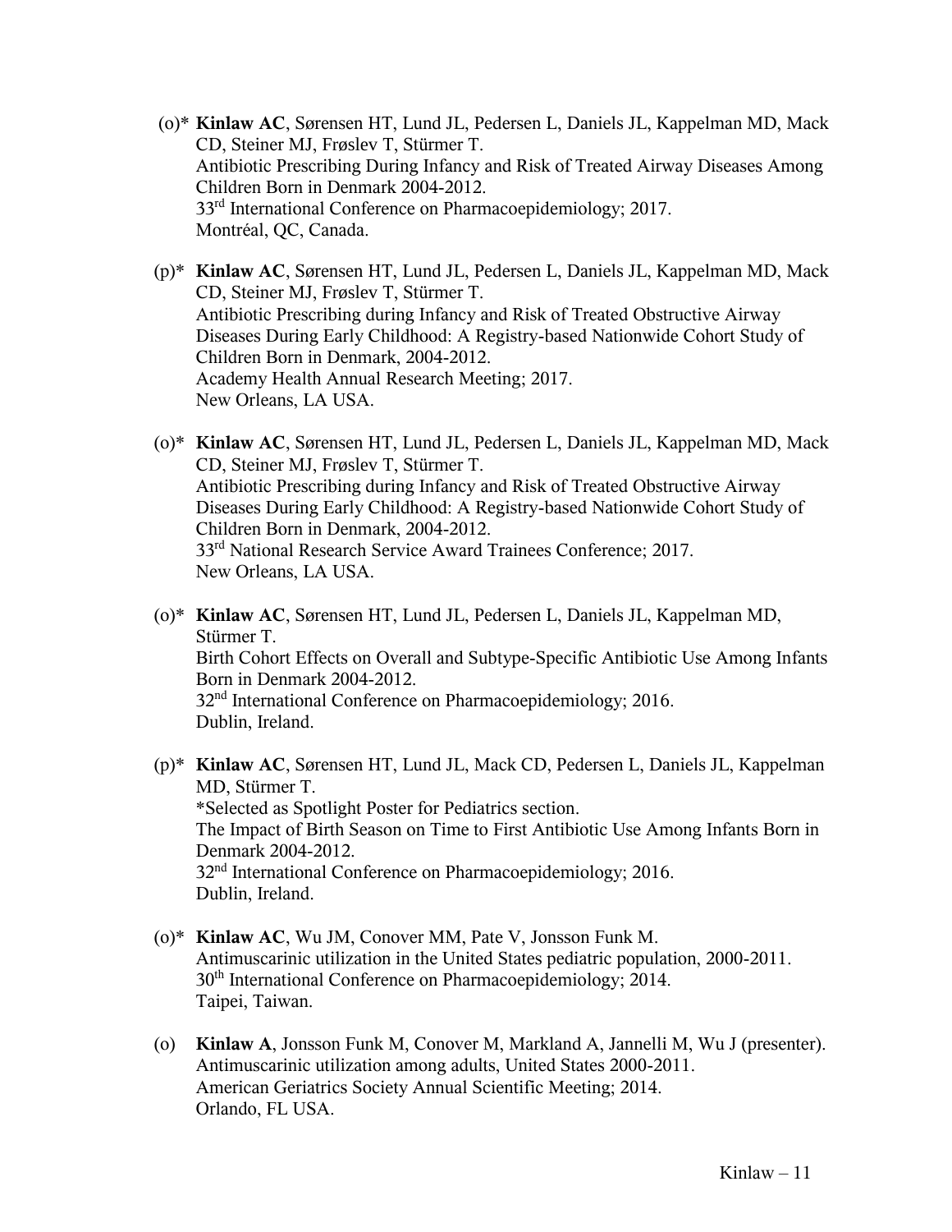(o)* **Kinlaw AC**, Sørensen HT, Lund JL, Pedersen L, Daniels JL, Kappelman MD, Mack CD, Steiner MJ, Frøslev T, Stürmer T.
Antibiotic Prescribing During Infancy and Risk of Treated Airway Diseases Among Children Born in Denmark 2004-2012.
33rd International Conference on Pharmacoepidemiology; 2017.
Montréal, QC, Canada.

(p)* **Kinlaw AC**, Sørensen HT, Lund JL, Pedersen L, Daniels JL, Kappelman MD, Mack CD, Steiner MJ, Frøslev T, Stürmer T.
Antibiotic Prescribing during Infancy and Risk of Treated Obstructive Airway Diseases During Early Childhood: A Registry-based Nationwide Cohort Study of Children Born in Denmark, 2004-2012.
Academy Health Annual Research Meeting; 2017.
New Orleans, LA USA.

(o)* **Kinlaw AC**, Sørensen HT, Lund JL, Pedersen L, Daniels JL, Kappelman MD, Mack CD, Steiner MJ, Frøslev T, Stürmer T.
Antibiotic Prescribing during Infancy and Risk of Treated Obstructive Airway Diseases During Early Childhood: A Registry-based Nationwide Cohort Study of Children Born in Denmark, 2004-2012.
33rd National Research Service Award Trainees Conference; 2017.
New Orleans, LA USA.

(o)* **Kinlaw AC**, Sørensen HT, Lund JL, Pedersen L, Daniels JL, Kappelman MD, Stürmer T.
Birth Cohort Effects on Overall and Subtype-Specific Antibiotic Use Among Infants Born in Denmark 2004-2012.
32nd International Conference on Pharmacoepidemiology; 2016.
Dublin, Ireland.

(p)* **Kinlaw AC**, Sørensen HT, Lund JL, Mack CD, Pedersen L, Daniels JL, Kappelman MD, Stürmer T.
*Selected as Spotlight Poster for Pediatrics section.
The Impact of Birth Season on Time to First Antibiotic Use Among Infants Born in Denmark 2004-2012.
32nd International Conference on Pharmacoepidemiology; 2016.
Dublin, Ireland.

(o)* **Kinlaw AC**, Wu JM, Conover MM, Pate V, Jonsson Funk M.
Antimuscarinic utilization in the United States pediatric population, 2000-2011.
30th International Conference on Pharmacoepidemiology; 2014.
Taipei, Taiwan.

(o) **Kinlaw A**, Jonsson Funk M, Conover M, Markland A, Jannelli M, Wu J (presenter).
Antimuscarinic utilization among adults, United States 2000-2011.
American Geriatrics Society Annual Scientific Meeting; 2014.
Orlando, FL USA.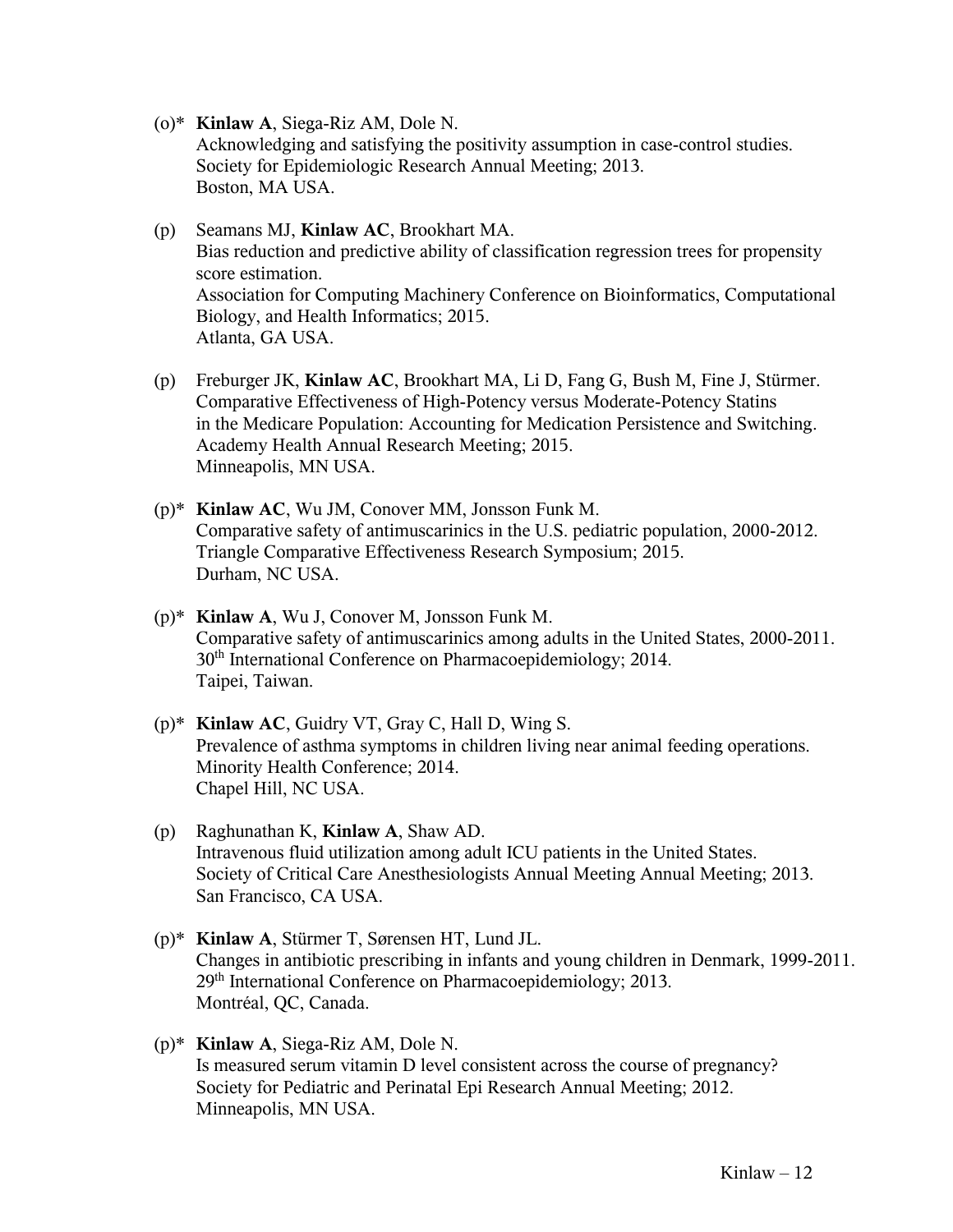(o)* **Kinlaw A**, Siega-Riz AM, Dole N.
Acknowledging and satisfying the positivity assumption in case-control studies.
Society for Epidemiologic Research Annual Meeting; 2013.
Boston, MA USA.

(p) Seamans MJ, **Kinlaw AC**, Brookhart MA.
Bias reduction and predictive ability of classification regression trees for propensity score estimation.
Association for Computing Machinery Conference on Bioinformatics, Computational Biology, and Health Informatics; 2015.
Atlanta, GA USA.

(p) Freburger JK, **Kinlaw AC**, Brookhart MA, Li D, Fang G, Bush M, Fine J, Stürmer.
Comparative Effectiveness of High-Potency versus Moderate-Potency Statins in the Medicare Population: Accounting for Medication Persistence and Switching.
Academy Health Annual Research Meeting; 2015.
Minneapolis, MN USA.

(p)* **Kinlaw AC**, Wu JM, Conover MM, Jonsson Funk M.
Comparative safety of antimuscarinics in the U.S. pediatric population, 2000-2012.
Triangle Comparative Effectiveness Research Symposium; 2015.
Durham, NC USA.

(p)* **Kinlaw A**, Wu J, Conover M, Jonsson Funk M.
Comparative safety of antimuscarinics among adults in the United States, 2000-2011.
30th International Conference on Pharmacoepidemiology; 2014.
Taipei, Taiwan.

(p)* **Kinlaw AC**, Guidry VT, Gray C, Hall D, Wing S.
Prevalence of asthma symptoms in children living near animal feeding operations.
Minority Health Conference; 2014.
Chapel Hill, NC USA.

(p) Raghunathan K, **Kinlaw A**, Shaw AD.
Intravenous fluid utilization among adult ICU patients in the United States.
Society of Critical Care Anesthesiologists Annual Meeting Annual Meeting; 2013.
San Francisco, CA USA.

(p)* **Kinlaw A**, Stürmer T, Sørensen HT, Lund JL.
Changes in antibiotic prescribing in infants and young children in Denmark, 1999-2011.
29th International Conference on Pharmacoepidemiology; 2013.
Montréal, QC, Canada.

(p)* **Kinlaw A**, Siega-Riz AM, Dole N.
Is measured serum vitamin D level consistent across the course of pregnancy?
Society for Pediatric and Perinatal Epi Research Annual Meeting; 2012.
Minneapolis, MN USA.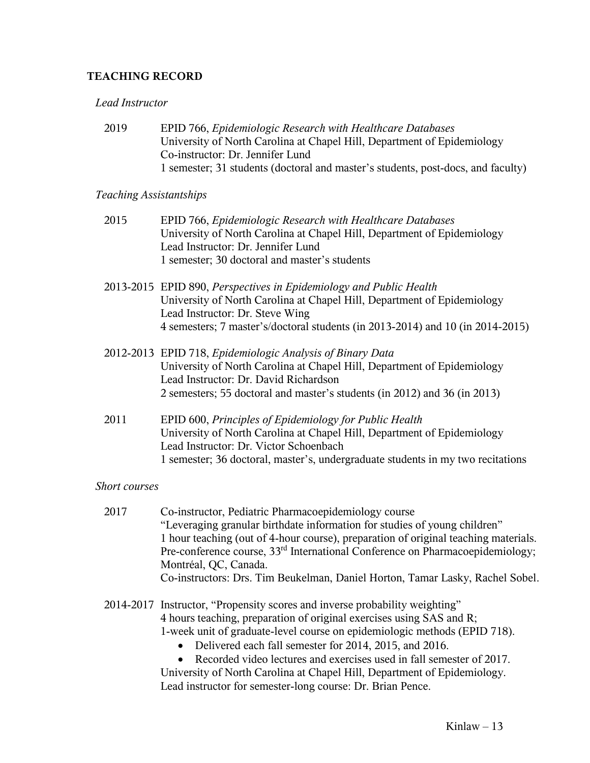## TEACHING RECORD

*Lead Instructor*

2019 EPID 766, *Epidemiologic Research with Healthcare Databases*
University of North Carolina at Chapel Hill, Department of Epidemiology
Co-instructor: Dr. Jennifer Lund
1 semester; 31 students (doctoral and master's students, post-docs, and faculty)

*Teaching Assistantships*

2015 EPID 766, *Epidemiologic Research with Healthcare Databases*
University of North Carolina at Chapel Hill, Department of Epidemiology
Lead Instructor: Dr. Jennifer Lund
1 semester; 30 doctoral and master's students

2013-2015 EPID 890, *Perspectives in Epidemiology and Public Health*
University of North Carolina at Chapel Hill, Department of Epidemiology
Lead Instructor: Dr. Steve Wing
4 semesters; 7 master's/doctoral students (in 2013-2014) and 10 (in 2014-2015)

2012-2013 EPID 718, *Epidemiologic Analysis of Binary Data*
University of North Carolina at Chapel Hill, Department of Epidemiology
Lead Instructor: Dr. David Richardson
2 semesters; 55 doctoral and master's students (in 2012) and 36 (in 2013)

2011 EPID 600, *Principles of Epidemiology for Public Health*
University of North Carolina at Chapel Hill, Department of Epidemiology
Lead Instructor: Dr. Victor Schoenbach
1 semester; 36 doctoral, master's, undergraduate students in my two recitations

*Short courses*

2017 Co-instructor, Pediatric Pharmacoepidemiology course
"Leveraging granular birthdate information for studies of young children"
1 hour teaching (out of 4-hour course), preparation of original teaching materials.
Pre-conference course, 33rd International Conference on Pharmacoepidemiology; Montréal, QC, Canada.
Co-instructors: Drs. Tim Beukelman, Daniel Horton, Tamar Lasky, Rachel Sobel.

2014-2017 Instructor, "Propensity scores and inverse probability weighting"
4 hours teaching, preparation of original exercises using SAS and R;
1-week unit of graduate-level course on epidemiologic methods (EPID 718).

- Delivered each fall semester for 2014, 2015, and 2016.
- Recorded video lectures and exercises used in fall semester of 2017.

University of North Carolina at Chapel Hill, Department of Epidemiology.
Lead instructor for semester-long course: Dr. Brian Pence.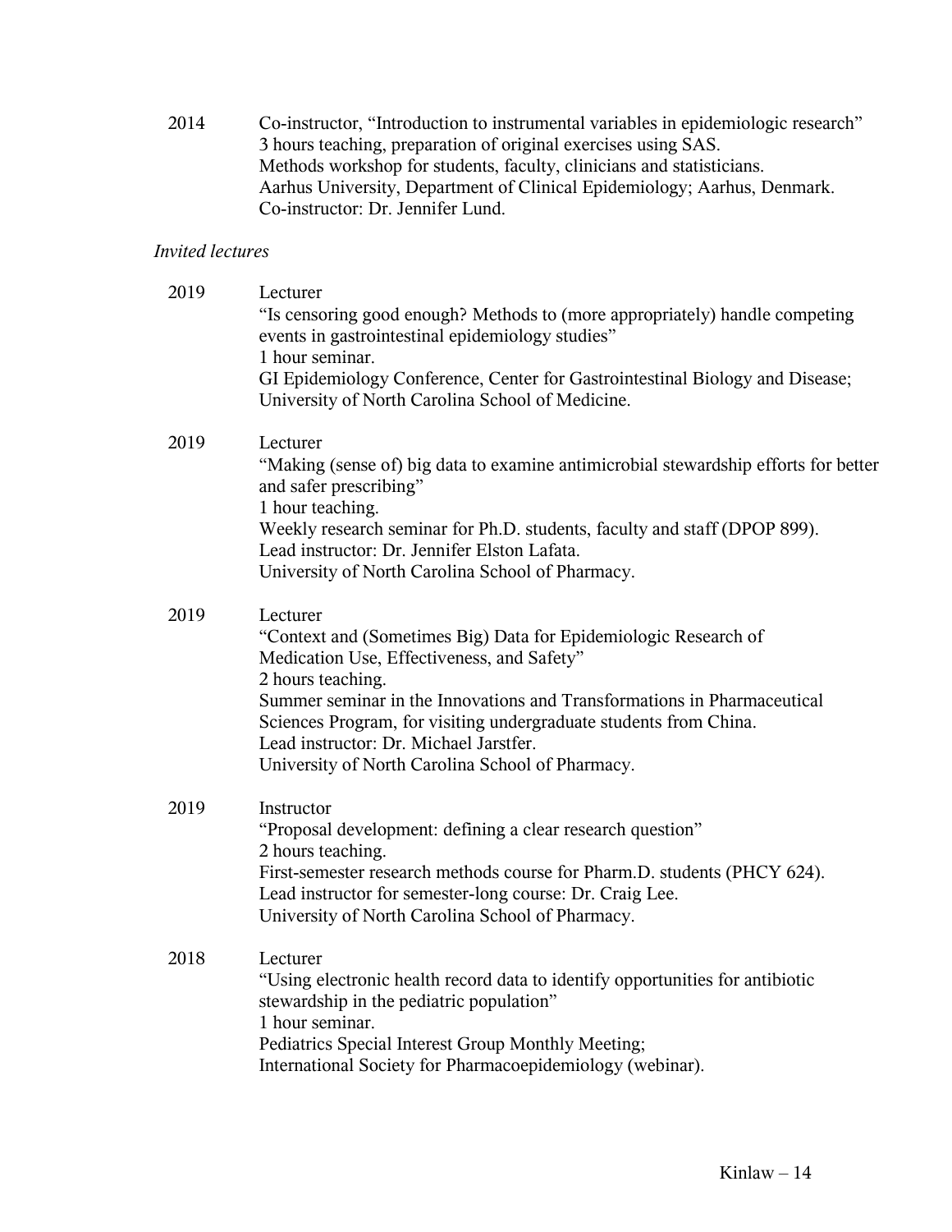2014 Co-instructor, "Introduction to instrumental variables in epidemiologic research"
3 hours teaching, preparation of original exercises using SAS.
Methods workshop for students, faculty, clinicians and statisticians.
Aarhus University, Department of Clinical Epidemiology; Aarhus, Denmark.
Co-instructor: Dr. Jennifer Lund.

*Invited lectures*

2019 Lecturer
"Is censoring good enough? Methods to (more appropriately) handle competing events in gastrointestinal epidemiology studies"
1 hour seminar.
GI Epidemiology Conference, Center for Gastrointestinal Biology and Disease; University of North Carolina School of Medicine.

2019 Lecturer
"Making (sense of) big data to examine antimicrobial stewardship efforts for better and safer prescribing"
1 hour teaching.
Weekly research seminar for Ph.D. students, faculty and staff (DPOP 899).
Lead instructor: Dr. Jennifer Elston Lafata.
University of North Carolina School of Pharmacy.

2019 Lecturer
"Context and (Sometimes Big) Data for Epidemiologic Research of Medication Use, Effectiveness, and Safety"
2 hours teaching.
Summer seminar in the Innovations and Transformations in Pharmaceutical Sciences Program, for visiting undergraduate students from China.
Lead instructor: Dr. Michael Jarstfer.
University of North Carolina School of Pharmacy.

2019 Instructor
"Proposal development: defining a clear research question"
2 hours teaching.
First-semester research methods course for Pharm.D. students (PHCY 624).
Lead instructor for semester-long course: Dr. Craig Lee.
University of North Carolina School of Pharmacy.

2018 Lecturer
"Using electronic health record data to identify opportunities for antibiotic stewardship in the pediatric population"
1 hour seminar.
Pediatrics Special Interest Group Monthly Meeting;
International Society for Pharmacoepidemiology (webinar).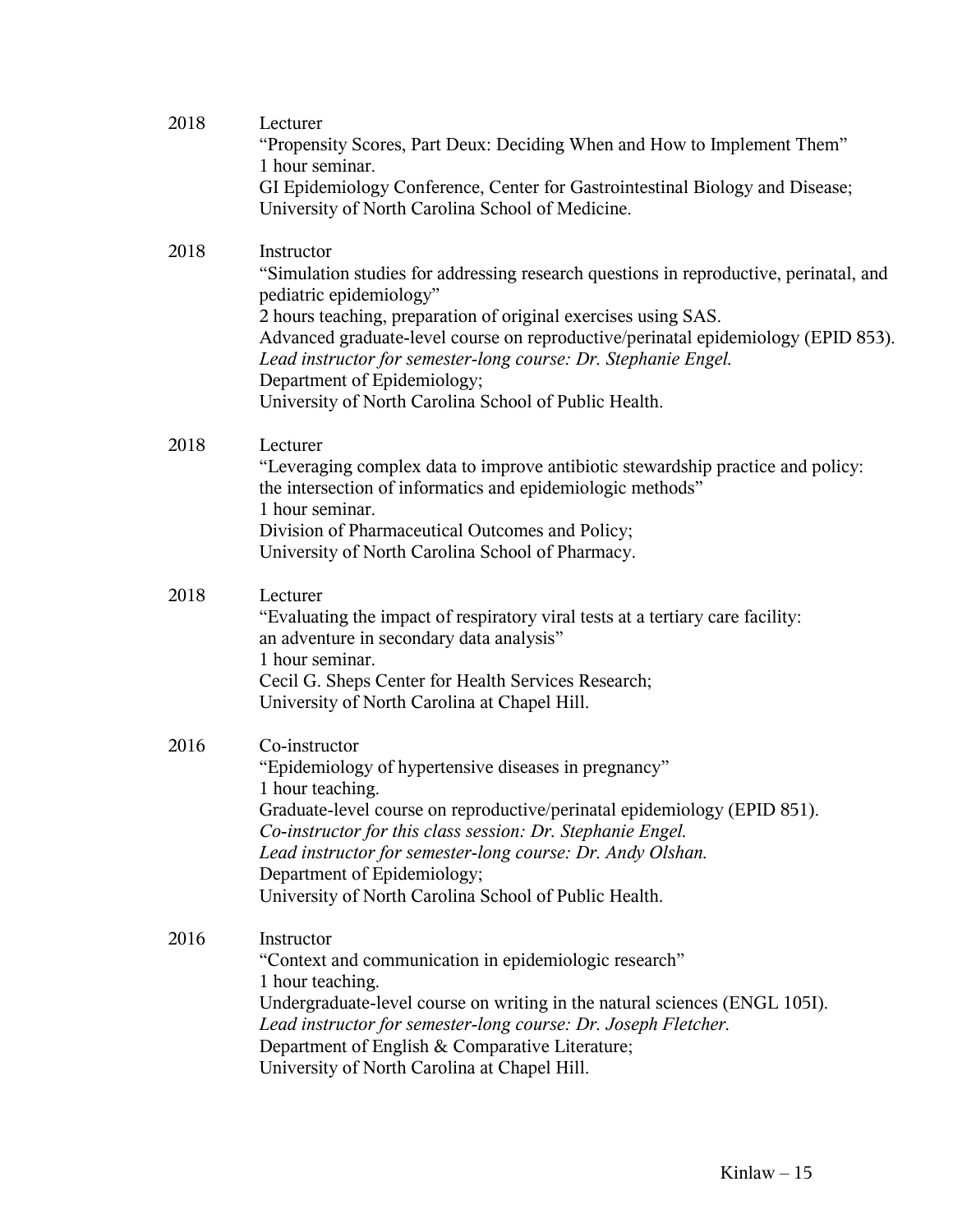2018 Lecturer
"Propensity Scores, Part Deux: Deciding When and How to Implement Them"
1 hour seminar.
GI Epidemiology Conference, Center for Gastrointestinal Biology and Disease;
University of North Carolina School of Medicine.

2018 Instructor
"Simulation studies for addressing research questions in reproductive, perinatal, and pediatric epidemiology"
2 hours teaching, preparation of original exercises using SAS.
Advanced graduate-level course on reproductive/perinatal epidemiology (EPID 853).
*Lead instructor for semester-long course: Dr. Stephanie Engel.*
Department of Epidemiology;
University of North Carolina School of Public Health.

2018 Lecturer
"Leveraging complex data to improve antibiotic stewardship practice and policy: the intersection of informatics and epidemiologic methods"
1 hour seminar.
Division of Pharmaceutical Outcomes and Policy;
University of North Carolina School of Pharmacy.

2018 Lecturer
"Evaluating the impact of respiratory viral tests at a tertiary care facility: an adventure in secondary data analysis"
1 hour seminar.
Cecil G. Sheps Center for Health Services Research;
University of North Carolina at Chapel Hill.

2016 Co-instructor
"Epidemiology of hypertensive diseases in pregnancy"
1 hour teaching.
Graduate-level course on reproductive/perinatal epidemiology (EPID 851).
*Co-instructor for this class session: Dr. Stephanie Engel.*
*Lead instructor for semester-long course: Dr. Andy Olshan.*
Department of Epidemiology;
University of North Carolina School of Public Health.

2016 Instructor
"Context and communication in epidemiologic research"
1 hour teaching.
Undergraduate-level course on writing in the natural sciences (ENGL 105I).
*Lead instructor for semester-long course: Dr. Joseph Fletcher.*
Department of English & Comparative Literature;
University of North Carolina at Chapel Hill.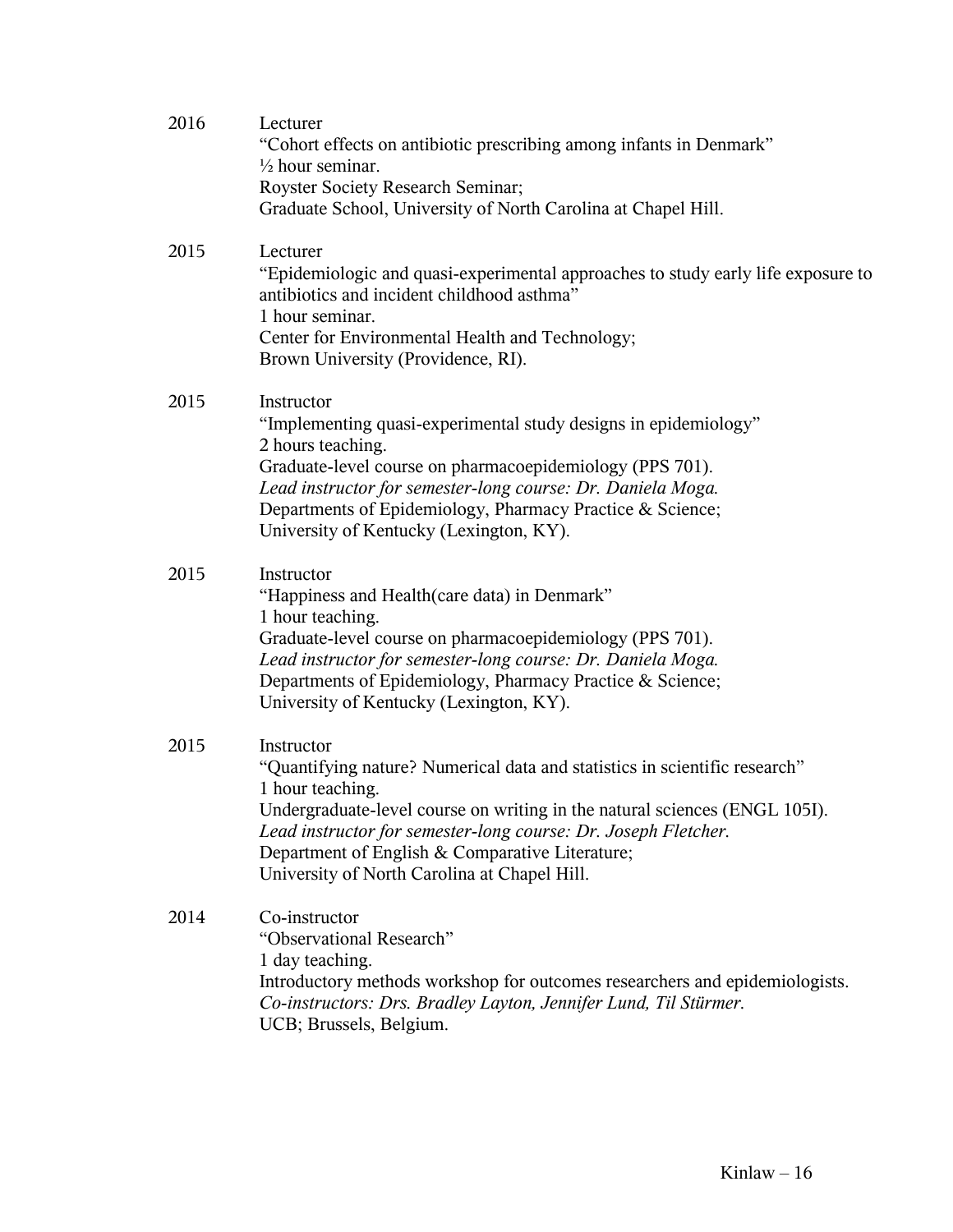2016 Lecturer
"Cohort effects on antibiotic prescribing among infants in Denmark"
½ hour seminar.
Royster Society Research Seminar;
Graduate School, University of North Carolina at Chapel Hill.

2015 Lecturer
"Epidemiologic and quasi-experimental approaches to study early life exposure to antibiotics and incident childhood asthma"
1 hour seminar.
Center for Environmental Health and Technology;
Brown University (Providence, RI).

2015 Instructor
"Implementing quasi-experimental study designs in epidemiology"
2 hours teaching.
Graduate-level course on pharmacoepidemiology (PPS 701).
*Lead instructor for semester-long course: Dr. Daniela Moga.*
Departments of Epidemiology, Pharmacy Practice & Science;
University of Kentucky (Lexington, KY).

2015 Instructor
"Happiness and Health(care data) in Denmark"
1 hour teaching.
Graduate-level course on pharmacoepidemiology (PPS 701).
*Lead instructor for semester-long course: Dr. Daniela Moga.*
Departments of Epidemiology, Pharmacy Practice & Science;
University of Kentucky (Lexington, KY).

2015 Instructor
"Quantifying nature? Numerical data and statistics in scientific research"
1 hour teaching.
Undergraduate-level course on writing in the natural sciences (ENGL 105I).
*Lead instructor for semester-long course: Dr. Joseph Fletcher.*
Department of English & Comparative Literature;
University of North Carolina at Chapel Hill.

2014 Co-instructor
"Observational Research"
1 day teaching.
Introductory methods workshop for outcomes researchers and epidemiologists.
*Co-instructors: Drs. Bradley Layton, Jennifer Lund, Til Stürmer.*
UCB; Brussels, Belgium.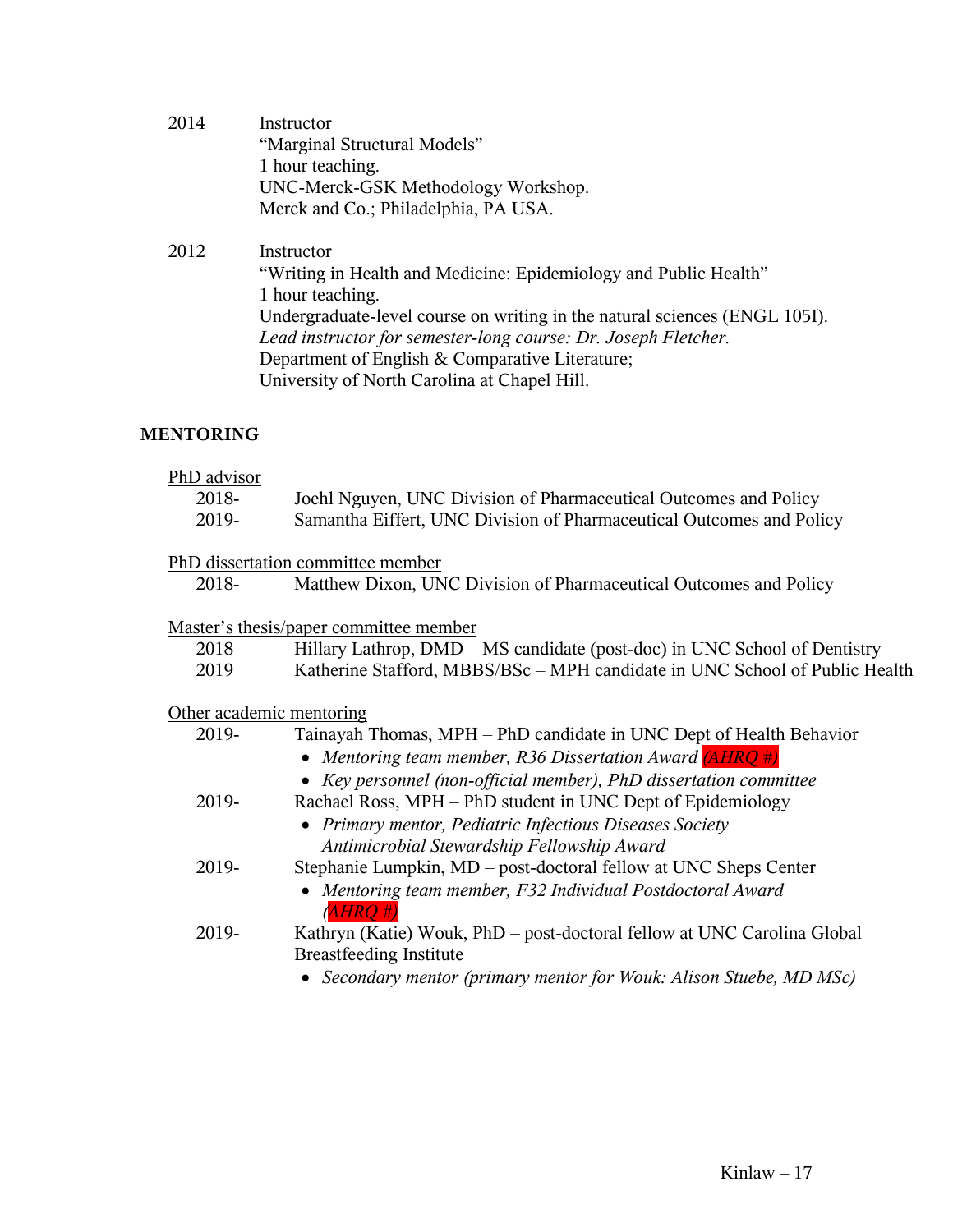2014 Instructor
"Marginal Structural Models"
1 hour teaching.
UNC-Merck-GSK Methodology Workshop.
Merck and Co.; Philadelphia, PA USA.

2012 Instructor
"Writing in Health and Medicine: Epidemiology and Public Health"
1 hour teaching.
Undergraduate-level course on writing in the natural sciences (ENGL 105I).
*Lead instructor for semester-long course: Dr. Joseph Fletcher.*
Department of English & Comparative Literature;
University of North Carolina at Chapel Hill.

## MENTORING

PhD advisor

- 2018- Joehl Nguyen, UNC Division of Pharmaceutical Outcomes and Policy
- 2019- Samantha Eiffert, UNC Division of Pharmaceutical Outcomes and Policy

PhD dissertation committee member

- 2018- Matthew Dixon, UNC Division of Pharmaceutical Outcomes and Policy

Master's thesis/paper committee member

- 2018 Hillary Lathrop, DMD – MS candidate (post-doc) in UNC School of Dentistry
- 2019 Katherine Stafford, MBBS/BSc – MPH candidate in UNC School of Public Health

Other academic mentoring

- 2019- Tainayah Thomas, MPH – PhD candidate in UNC Dept of Health Behavior
  - *Mentoring team member, R36 Dissertation Award (AHRQ #)*
  - *Key personnel (non-official member), PhD dissertation committee*
- 2019- Rachael Ross, MPH – PhD student in UNC Dept of Epidemiology
  - *Primary mentor, Pediatric Infectious Diseases Society Antimicrobial Stewardship Fellowship Award*
- 2019- Stephanie Lumpkin, MD – post-doctoral fellow at UNC Sheps Center
  - *Mentoring team member, F32 Individual Postdoctoral Award (AHRQ #)*
- 2019- Kathryn (Katie) Wouk, PhD – post-doctoral fellow at UNC Carolina Global Breastfeeding Institute
  - *Secondary mentor (primary mentor for Wouk: Alison Stuebe, MD MSc)*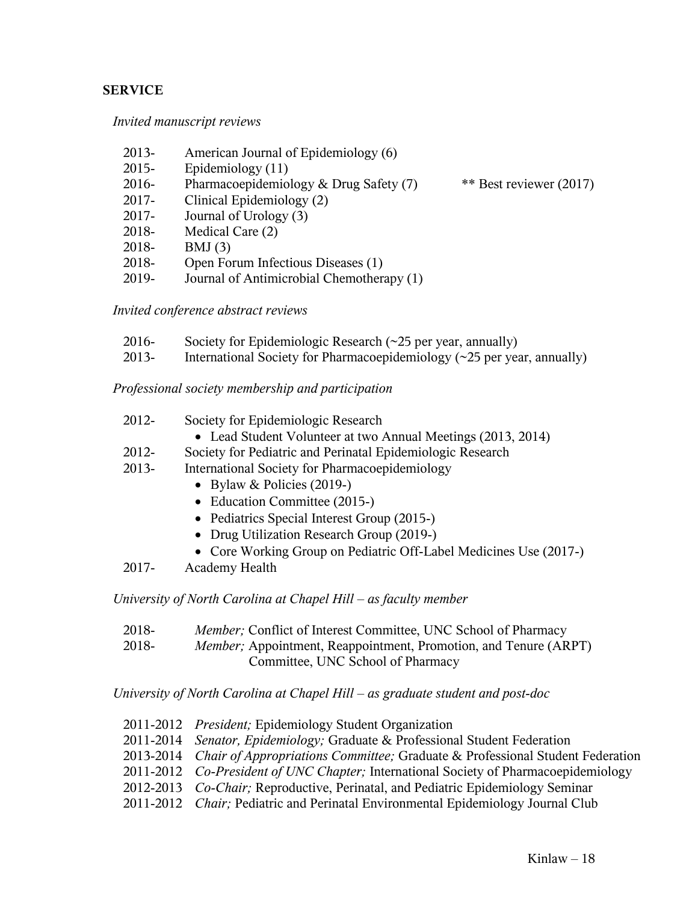## SERVICE

*Invited manuscript reviews*

| | | |
|---|---|---|
| 2013- | American Journal of Epidemiology (6) | |
| 2015- | Epidemiology (11) | |
| 2016- | Pharmacoepidemiology & Drug Safety (7) | ** Best reviewer (2017) |
| 2017- | Clinical Epidemiology (2) | |
| 2017- | Journal of Urology (3) | |
| 2018- | Medical Care (2) | |
| 2018- | BMJ (3) | |
| 2018- | Open Forum Infectious Diseases (1) | |
| 2019- | Journal of Antimicrobial Chemotherapy (1) | |

*Invited conference abstract reviews*

| | |
|---|---|
| 2016- | Society for Epidemiologic Research (~25 per year, annually) |
| 2013- | International Society for Pharmacoepidemiology (~25 per year, annually) |

*Professional society membership and participation*

2012- Society for Epidemiologic Research
- Lead Student Volunteer at two Annual Meetings (2013, 2014)

2012- Society for Pediatric and Perinatal Epidemiologic Research

2013- International Society for Pharmacoepidemiology
- Bylaw & Policies (2019-)
- Education Committee (2015-)
- Pediatrics Special Interest Group (2015-)
- Drug Utilization Research Group (2019-)
- Core Working Group on Pediatric Off-Label Medicines Use (2017-)

2017- Academy Health

*University of North Carolina at Chapel Hill – as faculty member*

| | |
|---|---|
| 2018- | *Member;* Conflict of Interest Committee, UNC School of Pharmacy |
| 2018- | *Member;* Appointment, Reappointment, Promotion, and Tenure (ARPT) Committee, UNC School of Pharmacy |

*University of North Carolina at Chapel Hill – as graduate student and post-doc*

| | |
|---|---|
| 2011-2012 | *President;* Epidemiology Student Organization |
| 2011-2014 | *Senator, Epidemiology;* Graduate & Professional Student Federation |
| 2013-2014 | *Chair of Appropriations Committee;* Graduate & Professional Student Federation |
| 2011-2012 | *Co-President of UNC Chapter;* International Society of Pharmacoepidemiology |
| 2012-2013 | *Co-Chair;* Reproductive, Perinatal, and Pediatric Epidemiology Seminar |
| 2011-2012 | *Chair;* Pediatric and Perinatal Environmental Epidemiology Journal Club |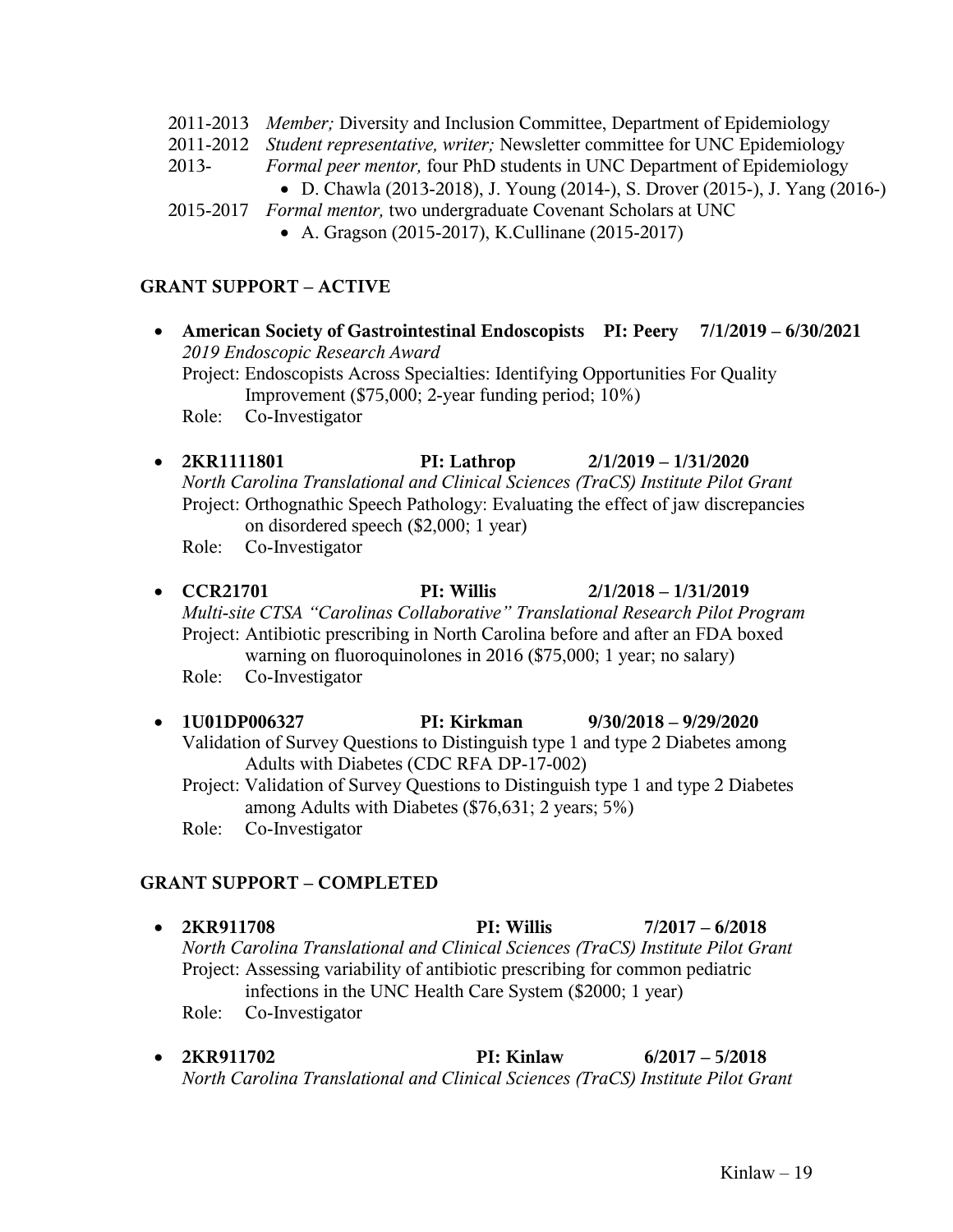2011-2013 *Member;* Diversity and Inclusion Committee, Department of Epidemiology
2011-2012 *Student representative, writer;* Newsletter committee for UNC Epidemiology
2013- *Formal peer mentor,* four PhD students in UNC Department of Epidemiology

- D. Chawla (2013-2018), J. Young (2014-), S. Drover (2015-), J. Yang (2016-)

2015-2017 *Formal mentor,* two undergraduate Covenant Scholars at UNC

- A. Gragson (2015-2017), K.Cullinane (2015-2017)

## GRANT SUPPORT – ACTIVE

- **American Society of Gastrointestinal Endoscopists PI: Peery 7/1/2019 – 6/30/2021**
  *2019 Endoscopic Research Award*
  Project: Endoscopists Across Specialties: Identifying Opportunities For Quality Improvement ($75,000; 2-year funding period; 10%)
  Role: Co-Investigator

- **2KR1111801 PI: Lathrop 2/1/2019 – 1/31/2020**
  *North Carolina Translational and Clinical Sciences (TraCS) Institute Pilot Grant*
  Project: Orthognathic Speech Pathology: Evaluating the effect of jaw discrepancies on disordered speech ($2,000; 1 year)
  Role: Co-Investigator

- **CCR21701 PI: Willis 2/1/2018 – 1/31/2019**
  *Multi-site CTSA "Carolinas Collaborative" Translational Research Pilot Program*
  Project: Antibiotic prescribing in North Carolina before and after an FDA boxed warning on fluoroquinolones in 2016 ($75,000; 1 year; no salary)
  Role: Co-Investigator

- **1U01DP006327 PI: Kirkman 9/30/2018 – 9/29/2020**
  Validation of Survey Questions to Distinguish type 1 and type 2 Diabetes among Adults with Diabetes (CDC RFA DP-17-002)
  Project: Validation of Survey Questions to Distinguish type 1 and type 2 Diabetes among Adults with Diabetes ($76,631; 2 years; 5%)
  Role: Co-Investigator

## GRANT SUPPORT – COMPLETED

- **2KR911708 PI: Willis 7/2017 – 6/2018**
  *North Carolina Translational and Clinical Sciences (TraCS) Institute Pilot Grant*
  Project: Assessing variability of antibiotic prescribing for common pediatric infections in the UNC Health Care System ($2000; 1 year)
  Role: Co-Investigator

- **2KR911702 PI: Kinlaw 6/2017 – 5/2018**
  *North Carolina Translational and Clinical Sciences (TraCS) Institute Pilot Grant*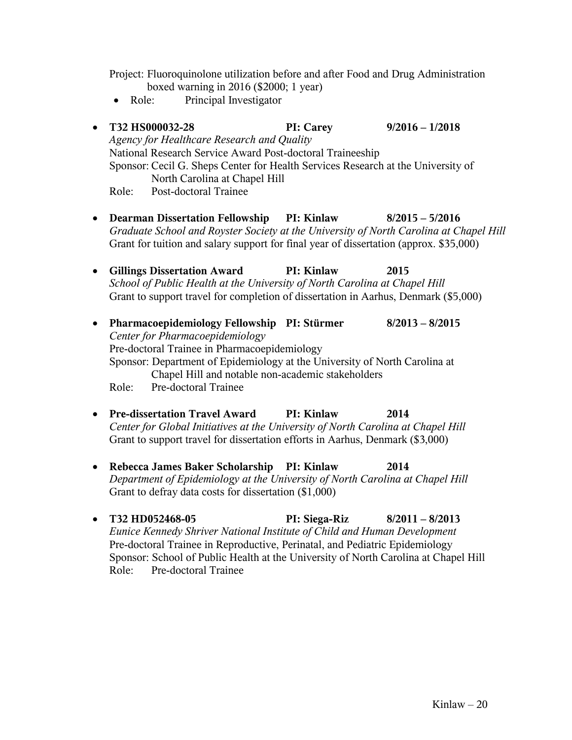Project: Fluoroquinolone utilization before and after Food and Drug Administration boxed warning in 2016 ($2000; 1 year)

- Role: Principal Investigator

- **T32 HS000032-28 PI: Carey 9/2016 – 1/2018**
  *Agency for Healthcare Research and Quality*
  National Research Service Award Post-doctoral Traineeship
  Sponsor: Cecil G. Sheps Center for Health Services Research at the University of North Carolina at Chapel Hill
  Role: Post-doctoral Trainee

- **Dearman Dissertation Fellowship PI: Kinlaw 8/2015 – 5/2016**
  *Graduate School and Royster Society at the University of North Carolina at Chapel Hill*
  Grant for tuition and salary support for final year of dissertation (approx. $35,000)

- **Gillings Dissertation Award PI: Kinlaw 2015**
  *School of Public Health at the University of North Carolina at Chapel Hill*
  Grant to support travel for completion of dissertation in Aarhus, Denmark ($5,000)

- **Pharmacoepidemiology Fellowship PI: Stürmer 8/2013 – 8/2015**
  *Center for Pharmacoepidemiology*
  Pre-doctoral Trainee in Pharmacoepidemiology
  Sponsor: Department of Epidemiology at the University of North Carolina at Chapel Hill and notable non-academic stakeholders
  Role: Pre-doctoral Trainee

- **Pre-dissertation Travel Award PI: Kinlaw 2014**
  *Center for Global Initiatives at the University of North Carolina at Chapel Hill*
  Grant to support travel for dissertation efforts in Aarhus, Denmark ($3,000)

- **Rebecca James Baker Scholarship PI: Kinlaw 2014**
  *Department of Epidemiology at the University of North Carolina at Chapel Hill*
  Grant to defray data costs for dissertation ($1,000)

- **T32 HD052468-05 PI: Siega-Riz 8/2011 – 8/2013**
  *Eunice Kennedy Shriver National Institute of Child and Human Development*
  Pre-doctoral Trainee in Reproductive, Perinatal, and Pediatric Epidemiology
  Sponsor: School of Public Health at the University of North Carolina at Chapel Hill
  Role: Pre-doctoral Trainee